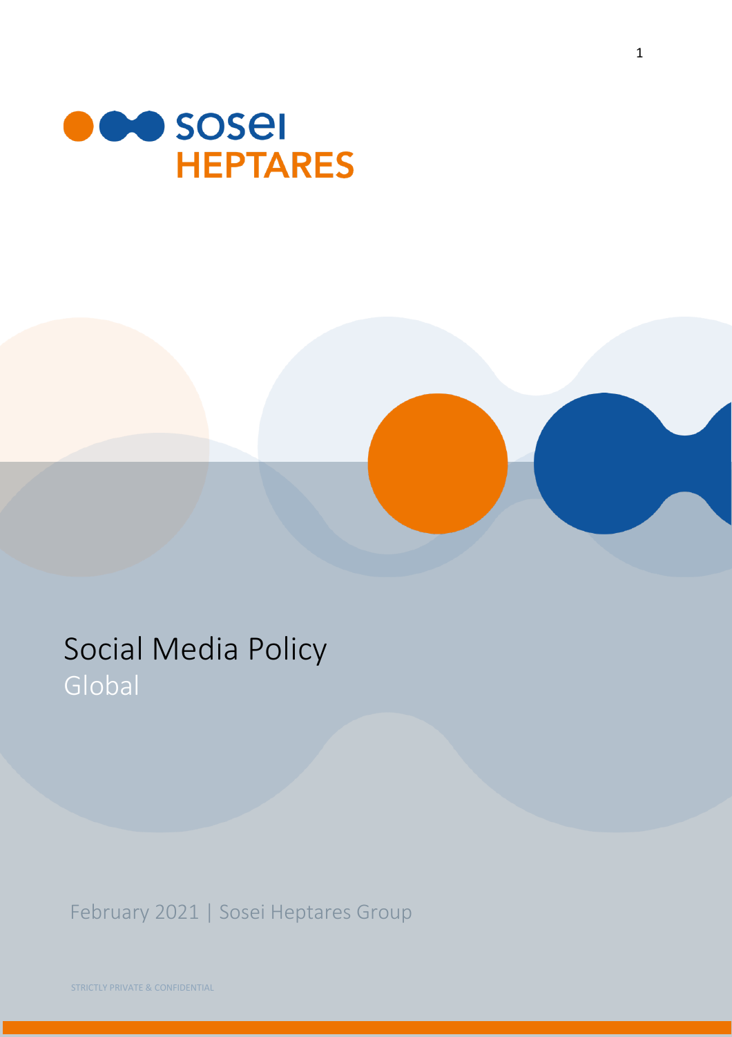sosei
HEPTARES

# Social Media Policy

## Global

February 2021 | Sosei Heptares Group

STRICTLY PRIVATE & CONFIDENTIAL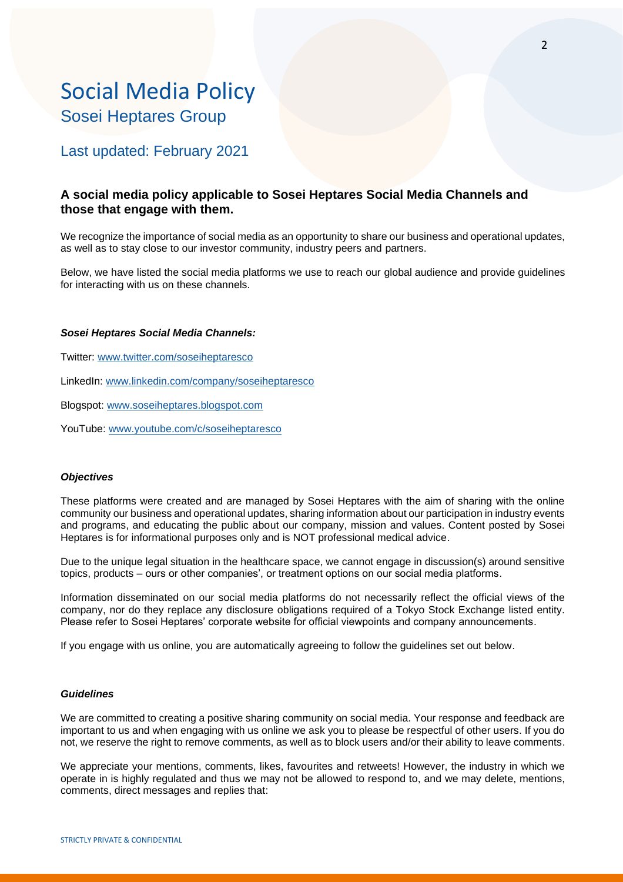# Social Media Policy

## Sosei Heptares Group

Last updated: February 2021

### A social media policy applicable to Sosei Heptares Social Media Channels and those that engage with them.

We recognize the importance of social media as an opportunity to share our business and operational updates, as well as to stay close to our investor community, industry peers and partners.

Below, we have listed the social media platforms we use to reach our global audience and provide guidelines for interacting with us on these channels.

***Sosei Heptares Social Media Channels:***

Twitter: [www.twitter.com/soseiheptaresco](www.twitter.com/soseiheptaresco)

LinkedIn: [www.linkedin.com/company/soseiheptaresco](www.linkedin.com/company/soseiheptaresco)

Blogspot: [www.soseiheptares.blogspot.com](www.soseiheptares.blogspot.com)

YouTube: [www.youtube.com/c/soseiheptaresco](www.youtube.com/c/soseiheptaresco)

***Objectives***

These platforms were created and are managed by Sosei Heptares with the aim of sharing with the online community our business and operational updates, sharing information about our participation in industry events and programs, and educating the public about our company, mission and values. Content posted by Sosei Heptares is for informational purposes only and is NOT professional medical advice.

Due to the unique legal situation in the healthcare space, we cannot engage in discussion(s) around sensitive topics, products – ours or other companies', or treatment options on our social media platforms.

Information disseminated on our social media platforms do not necessarily reflect the official views of the company, nor do they replace any disclosure obligations required of a Tokyo Stock Exchange listed entity. Please refer to Sosei Heptares' corporate website for official viewpoints and company announcements.

If you engage with us online, you are automatically agreeing to follow the guidelines set out below.

***Guidelines***

We are committed to creating a positive sharing community on social media. Your response and feedback are important to us and when engaging with us online we ask you to please be respectful of other users. If you do not, we reserve the right to remove comments, as well as to block users and/or their ability to leave comments.

We appreciate your mentions, comments, likes, favourites and retweets! However, the industry in which we operate in is highly regulated and thus we may not be allowed to respond to, and we may delete, mentions, comments, direct messages and replies that: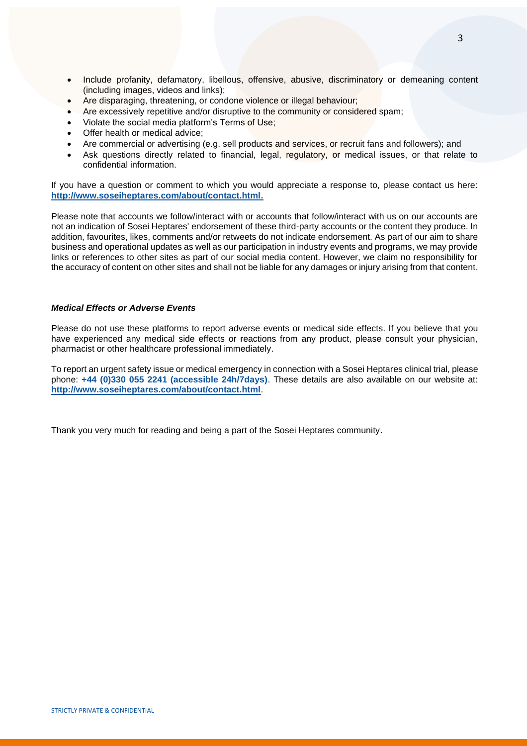- Include profanity, defamatory, libellous, offensive, abusive, discriminatory or demeaning content (including images, videos and links);
- Are disparaging, threatening, or condone violence or illegal behaviour;
- Are excessively repetitive and/or disruptive to the community or considered spam;
- Violate the social media platform's Terms of Use;
- Offer health or medical advice;
- Are commercial or advertising (e.g. sell products and services, or recruit fans and followers); and
- Ask questions directly related to financial, legal, regulatory, or medical issues, or that relate to confidential information.

If you have a question or comment to which you would appreciate a response to, please contact us here: **http://www.soseiheptares.com/about/contact.html.**

Please note that accounts we follow/interact with or accounts that follow/interact with us on our accounts are not an indication of Sosei Heptares' endorsement of these third-party accounts or the content they produce. In addition, favourites, likes, comments and/or retweets do not indicate endorsement. As part of our aim to share business and operational updates as well as our participation in industry events and programs, we may provide links or references to other sites as part of our social media content. However, we claim no responsibility for the accuracy of content on other sites and shall not be liable for any damages or injury arising from that content.

***Medical Effects or Adverse Events***

Please do not use these platforms to report adverse events or medical side effects. If you believe that you have experienced any medical side effects or reactions from any product, please consult your physician, pharmacist or other healthcare professional immediately.

To report an urgent safety issue or medical emergency in connection with a Sosei Heptares clinical trial, please phone: **+44 (0)330 055 2241 (accessible 24h/7days)**. These details are also available on our website at: **http://www.soseiheptares.com/about/contact.html**.

Thank you very much for reading and being a part of the Sosei Heptares community.